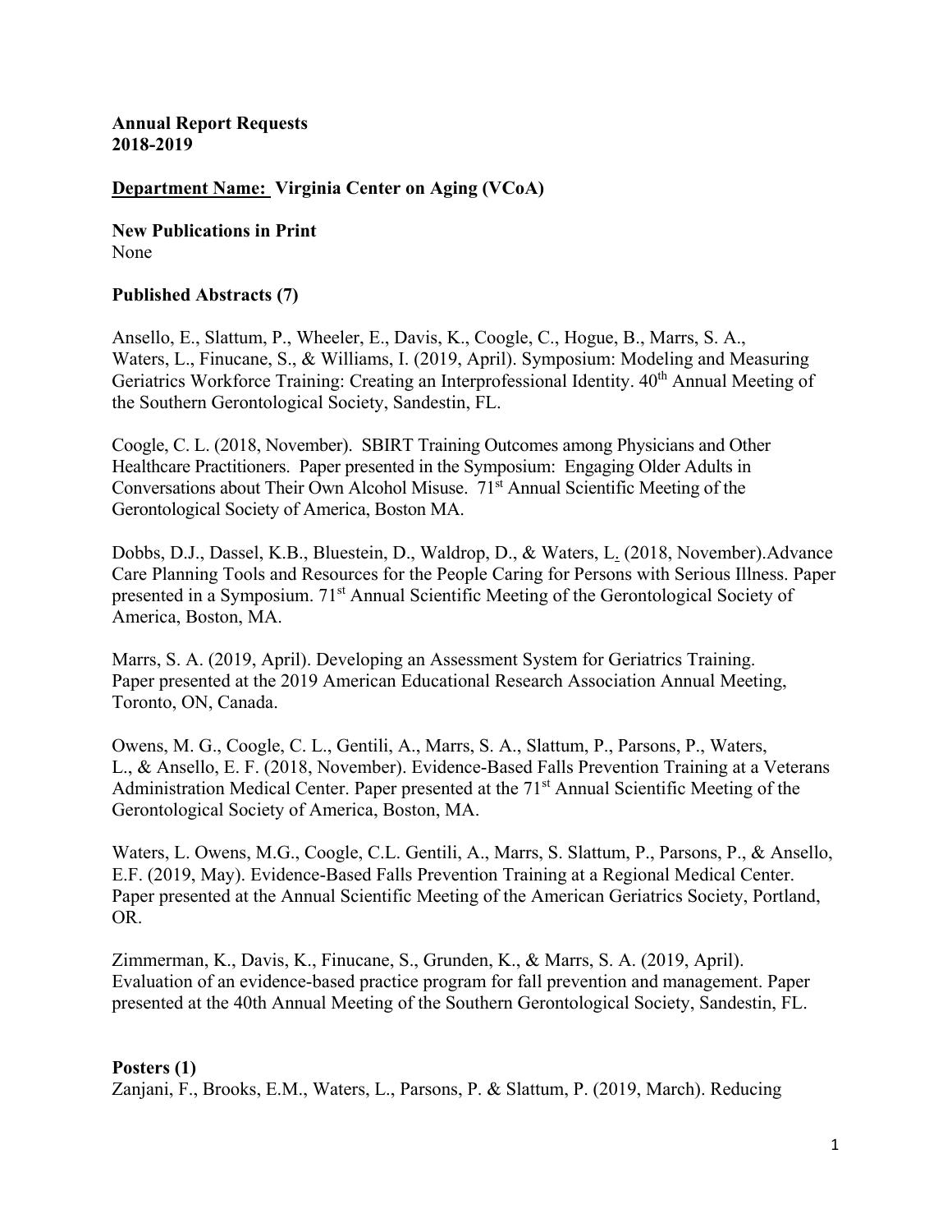**Annual Report Requests**
**2018-2019**

**Department Name: Virginia Center on Aging (VCoA)**

**New Publications in Print**
None

**Published Abstracts (7)**

Ansello, E., Slattum, P., Wheeler, E., Davis, K., Coogle, C., Hogue, B., Marrs, S. A., Waters, L., Finucane, S., & Williams, I. (2019, April). Symposium: Modeling and Measuring Geriatrics Workforce Training: Creating an Interprofessional Identity. 40th Annual Meeting of the Southern Gerontological Society, Sandestin, FL.

Coogle, C. L. (2018, November). SBIRT Training Outcomes among Physicians and Other Healthcare Practitioners. Paper presented in the Symposium: Engaging Older Adults in Conversations about Their Own Alcohol Misuse. 71st Annual Scientific Meeting of the Gerontological Society of America, Boston MA.

Dobbs, D.J., Dassel, K.B., Bluestein, D., Waldrop, D., & Waters, L. (2018, November).Advance Care Planning Tools and Resources for the People Caring for Persons with Serious Illness. Paper presented in a Symposium. 71st Annual Scientific Meeting of the Gerontological Society of America, Boston, MA.

Marrs, S. A. (2019, April). Developing an Assessment System for Geriatrics Training. Paper presented at the 2019 American Educational Research Association Annual Meeting, Toronto, ON, Canada.

Owens, M. G., Coogle, C. L., Gentili, A., Marrs, S. A., Slattum, P., Parsons, P., Waters, L., & Ansello, E. F. (2018, November). Evidence-Based Falls Prevention Training at a Veterans Administration Medical Center. Paper presented at the 71st Annual Scientific Meeting of the Gerontological Society of America, Boston, MA.

Waters, L. Owens, M.G., Coogle, C.L. Gentili, A., Marrs, S. Slattum, P., Parsons, P., & Ansello, E.F. (2019, May). Evidence-Based Falls Prevention Training at a Regional Medical Center. Paper presented at the Annual Scientific Meeting of the American Geriatrics Society, Portland, OR.

Zimmerman, K., Davis, K., Finucane, S., Grunden, K., & Marrs, S. A. (2019, April). Evaluation of an evidence-based practice program for fall prevention and management. Paper presented at the 40th Annual Meeting of the Southern Gerontological Society, Sandestin, FL.

**Posters (1)**

Zanjani, F., Brooks, E.M., Waters, L., Parsons, P. & Slattum, P. (2019, March). Reducing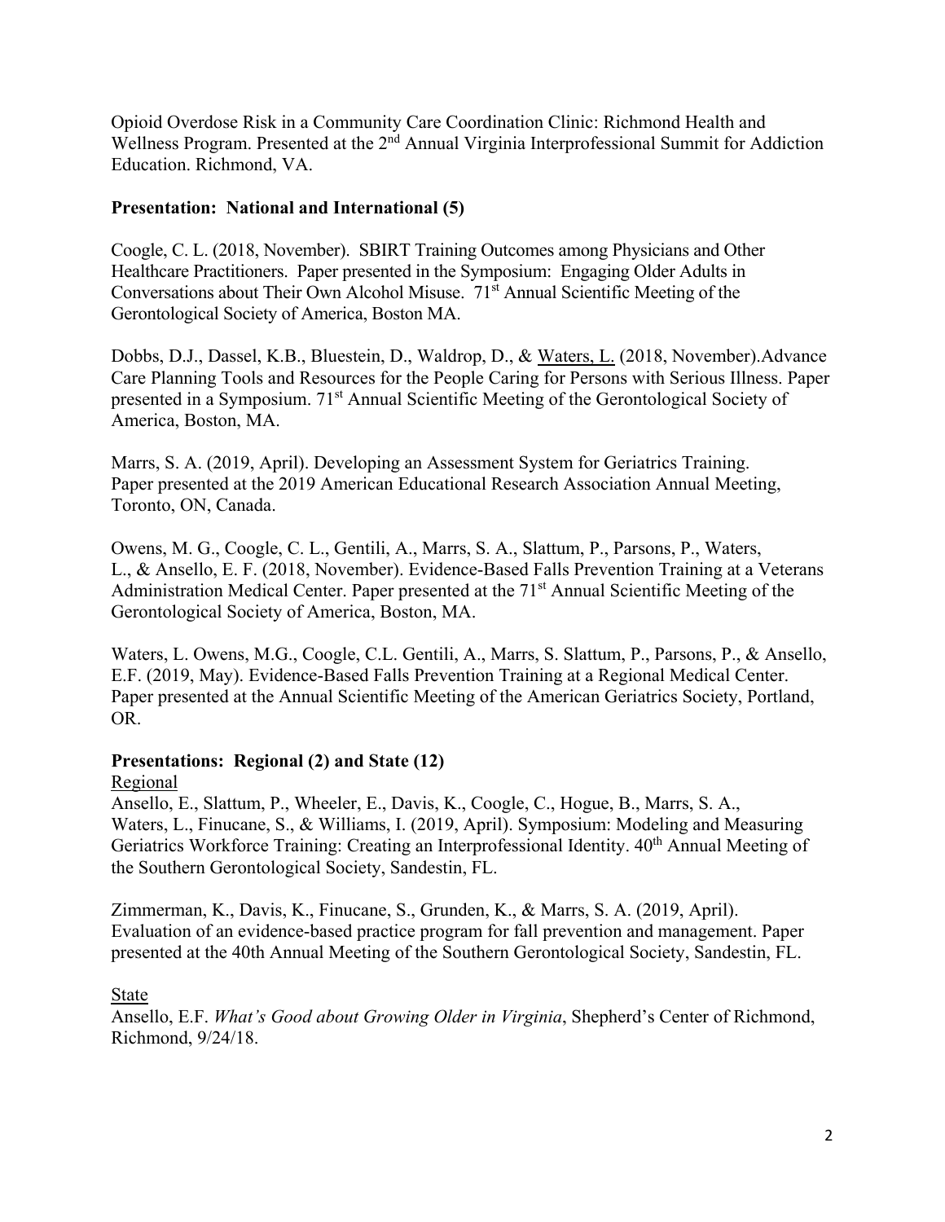Opioid Overdose Risk in a Community Care Coordination Clinic: Richmond Health and Wellness Program. Presented at the 2nd Annual Virginia Interprofessional Summit for Addiction Education. Richmond, VA.

**Presentation: National and International (5)**

Coogle, C. L. (2018, November). SBIRT Training Outcomes among Physicians and Other Healthcare Practitioners. Paper presented in the Symposium: Engaging Older Adults in Conversations about Their Own Alcohol Misuse. 71st Annual Scientific Meeting of the Gerontological Society of America, Boston MA.

Dobbs, D.J., Dassel, K.B., Bluestein, D., Waldrop, D., & Waters, L. (2018, November).Advance Care Planning Tools and Resources for the People Caring for Persons with Serious Illness. Paper presented in a Symposium. 71st Annual Scientific Meeting of the Gerontological Society of America, Boston, MA.

Marrs, S. A. (2019, April). Developing an Assessment System for Geriatrics Training. Paper presented at the 2019 American Educational Research Association Annual Meeting, Toronto, ON, Canada.

Owens, M. G., Coogle, C. L., Gentili, A., Marrs, S. A., Slattum, P., Parsons, P., Waters, L., & Ansello, E. F. (2018, November). Evidence-Based Falls Prevention Training at a Veterans Administration Medical Center. Paper presented at the 71st Annual Scientific Meeting of the Gerontological Society of America, Boston, MA.

Waters, L. Owens, M.G., Coogle, C.L. Gentili, A., Marrs, S. Slattum, P., Parsons, P., & Ansello, E.F. (2019, May). Evidence-Based Falls Prevention Training at a Regional Medical Center. Paper presented at the Annual Scientific Meeting of the American Geriatrics Society, Portland, OR.

**Presentations: Regional (2) and State (12)**

Regional

Ansello, E., Slattum, P., Wheeler, E., Davis, K., Coogle, C., Hogue, B., Marrs, S. A., Waters, L., Finucane, S., & Williams, I. (2019, April). Symposium: Modeling and Measuring Geriatrics Workforce Training: Creating an Interprofessional Identity. 40th Annual Meeting of the Southern Gerontological Society, Sandestin, FL.

Zimmerman, K., Davis, K., Finucane, S., Grunden, K., & Marrs, S. A. (2019, April). Evaluation of an evidence-based practice program for fall prevention and management. Paper presented at the 40th Annual Meeting of the Southern Gerontological Society, Sandestin, FL.

State

Ansello, E.F. *What's Good about Growing Older in Virginia*, Shepherd's Center of Richmond, Richmond, 9/24/18.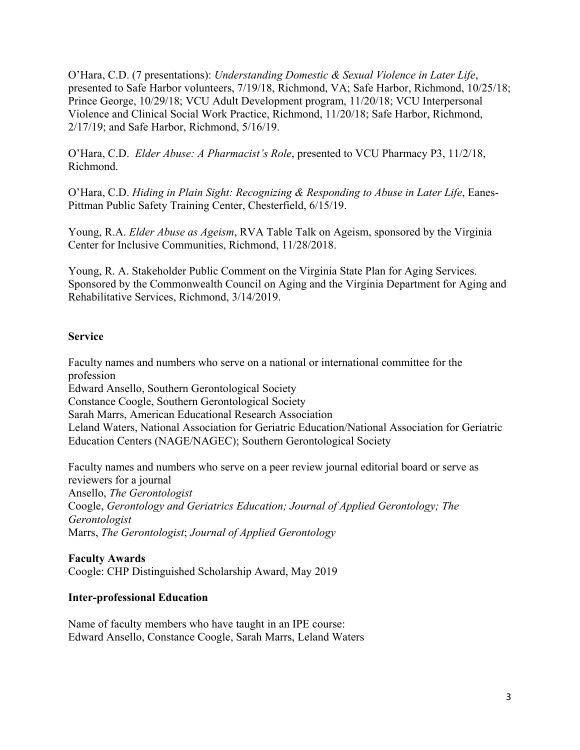O'Hara, C.D. (7 presentations): *Understanding Domestic & Sexual Violence in Later Life*, presented to Safe Harbor volunteers, 7/19/18, Richmond, VA; Safe Harbor, Richmond, 10/25/18; Prince George, 10/29/18; VCU Adult Development program, 11/20/18; VCU Interpersonal Violence and Clinical Social Work Practice, Richmond, 11/20/18; Safe Harbor, Richmond, 2/17/19; and Safe Harbor, Richmond, 5/16/19.

O'Hara, C.D. *Elder Abuse: A Pharmacist's Role*, presented to VCU Pharmacy P3, 11/2/18, Richmond.

O'Hara, C.D. *Hiding in Plain Sight: Recognizing & Responding to Abuse in Later Life*, Eanes-Pittman Public Safety Training Center, Chesterfield, 6/15/19.

Young, R.A. *Elder Abuse as Ageism*, RVA Table Talk on Ageism, sponsored by the Virginia Center for Inclusive Communities, Richmond, 11/28/2018.

Young, R. A. Stakeholder Public Comment on the Virginia State Plan for Aging Services. Sponsored by the Commonwealth Council on Aging and the Virginia Department for Aging and Rehabilitative Services, Richmond, 3/14/2019.

**Service**

Faculty names and numbers who serve on a national or international committee for the profession
Edward Ansello, Southern Gerontological Society
Constance Coogle, Southern Gerontological Society
Sarah Marrs, American Educational Research Association
Leland Waters, National Association for Geriatric Education/National Association for Geriatric Education Centers (NAGE/NAGEC); Southern Gerontological Society

Faculty names and numbers who serve on a peer review journal editorial board or serve as reviewers for a journal
Ansello, *The Gerontologist*
Coogle, *Gerontology and Geriatrics Education; Journal of Applied Gerontology; The Gerontologist*
Marrs, *The Gerontologist*; *Journal of Applied Gerontology*

**Faculty Awards**
Coogle: CHP Distinguished Scholarship Award, May 2019

**Inter-professional Education**

Name of faculty members who have taught in an IPE course:
Edward Ansello, Constance Coogle, Sarah Marrs, Leland Waters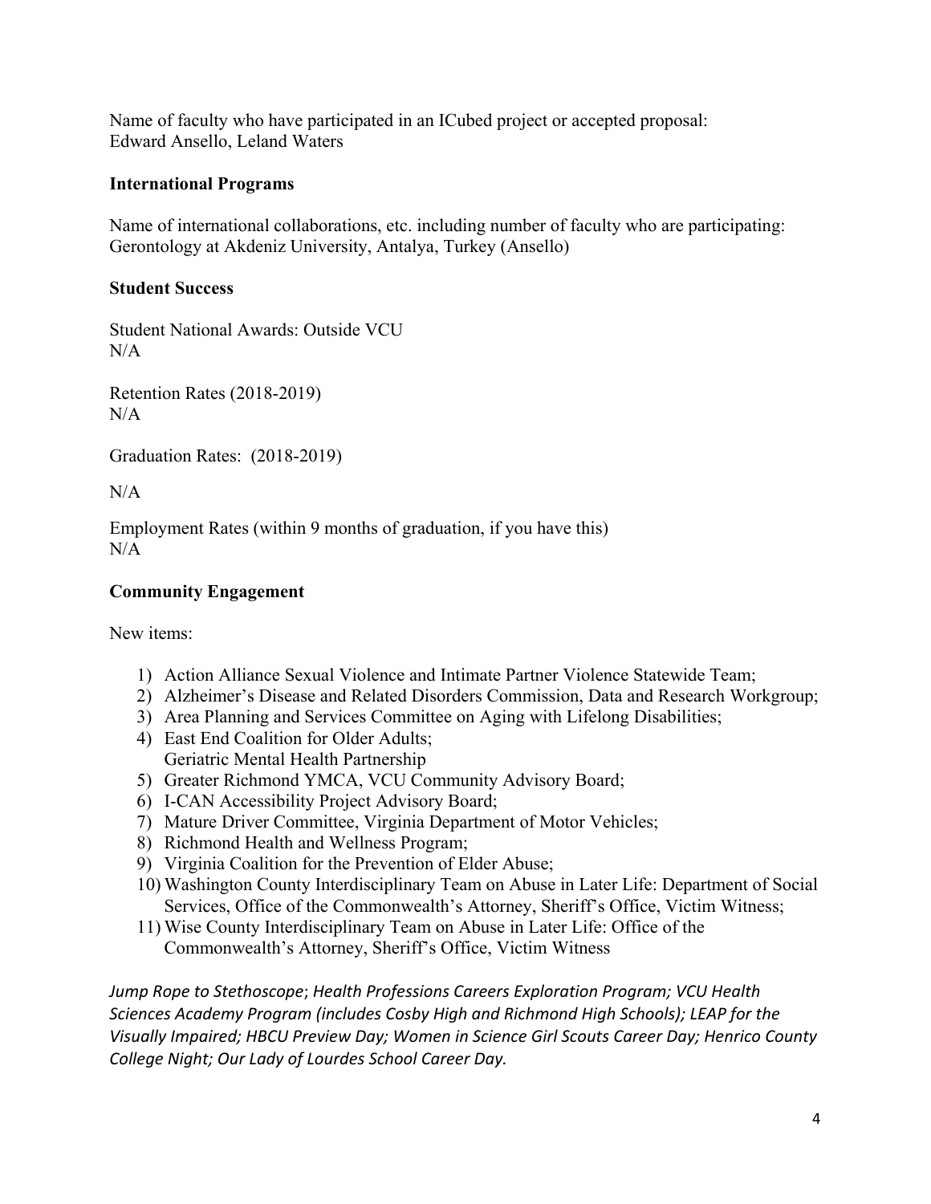Name of faculty who have participated in an ICubed project or accepted proposal:
Edward Ansello, Leland Waters

**International Programs**

Name of international collaborations, etc. including number of faculty who are participating:
Gerontology at Akdeniz University, Antalya, Turkey (Ansello)

**Student Success**

Student National Awards: Outside VCU
N/A

Retention Rates (2018-2019)
N/A

Graduation Rates: (2018-2019)

N/A

Employment Rates (within 9 months of graduation, if you have this)
N/A

**Community Engagement**

New items:

1) Action Alliance Sexual Violence and Intimate Partner Violence Statewide Team;
2) Alzheimer's Disease and Related Disorders Commission, Data and Research Workgroup;
3) Area Planning and Services Committee on Aging with Lifelong Disabilities;
4) East End Coalition for Older Adults;
   Geriatric Mental Health Partnership
5) Greater Richmond YMCA, VCU Community Advisory Board;
6) I-CAN Accessibility Project Advisory Board;
7) Mature Driver Committee, Virginia Department of Motor Vehicles;
8) Richmond Health and Wellness Program;
9) Virginia Coalition for the Prevention of Elder Abuse;
10) Washington County Interdisciplinary Team on Abuse in Later Life: Department of Social Services, Office of the Commonwealth's Attorney, Sheriff's Office, Victim Witness;
11) Wise County Interdisciplinary Team on Abuse in Later Life: Office of the Commonwealth's Attorney, Sheriff's Office, Victim Witness

*Jump Rope to Stethoscope; Health Professions Careers Exploration Program; VCU Health Sciences Academy Program (includes Cosby High and Richmond High Schools); LEAP for the Visually Impaired; HBCU Preview Day; Women in Science Girl Scouts Career Day; Henrico County College Night; Our Lady of Lourdes School Career Day.*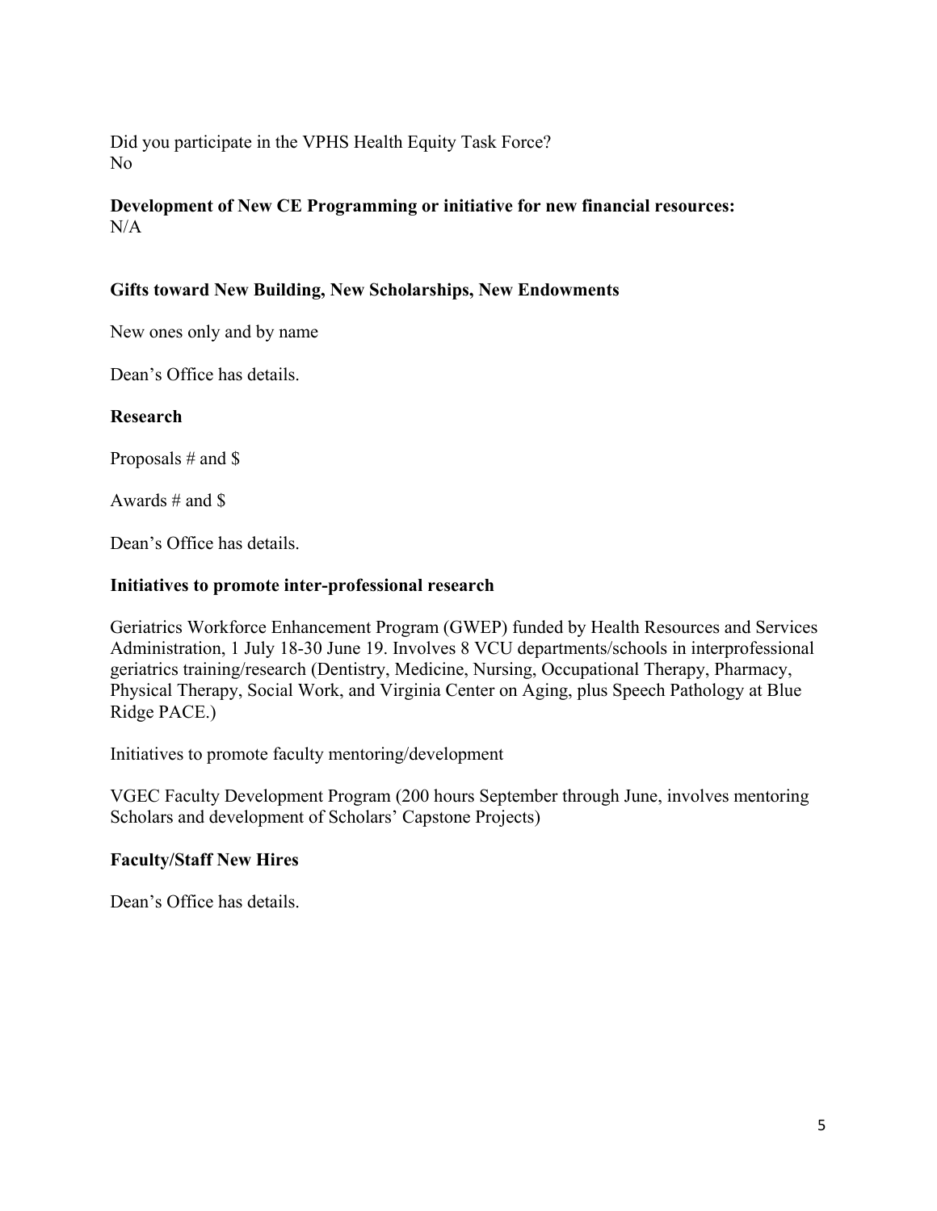Did you participate in the VPHS Health Equity Task Force?
No

**Development of New CE Programming or initiative for new financial resources:**
N/A

**Gifts toward New Building, New Scholarships, New Endowments**

New ones only and by name

Dean's Office has details.

**Research**

Proposals # and $

Awards # and $

Dean's Office has details.

**Initiatives to promote inter-professional research**

Geriatrics Workforce Enhancement Program (GWEP) funded by Health Resources and Services Administration, 1 July 18-30 June 19. Involves 8 VCU departments/schools in interprofessional geriatrics training/research (Dentistry, Medicine, Nursing, Occupational Therapy, Pharmacy, Physical Therapy, Social Work, and Virginia Center on Aging, plus Speech Pathology at Blue Ridge PACE.)

Initiatives to promote faculty mentoring/development

VGEC Faculty Development Program (200 hours September through June, involves mentoring Scholars and development of Scholars' Capstone Projects)

**Faculty/Staff New Hires**

Dean's Office has details.